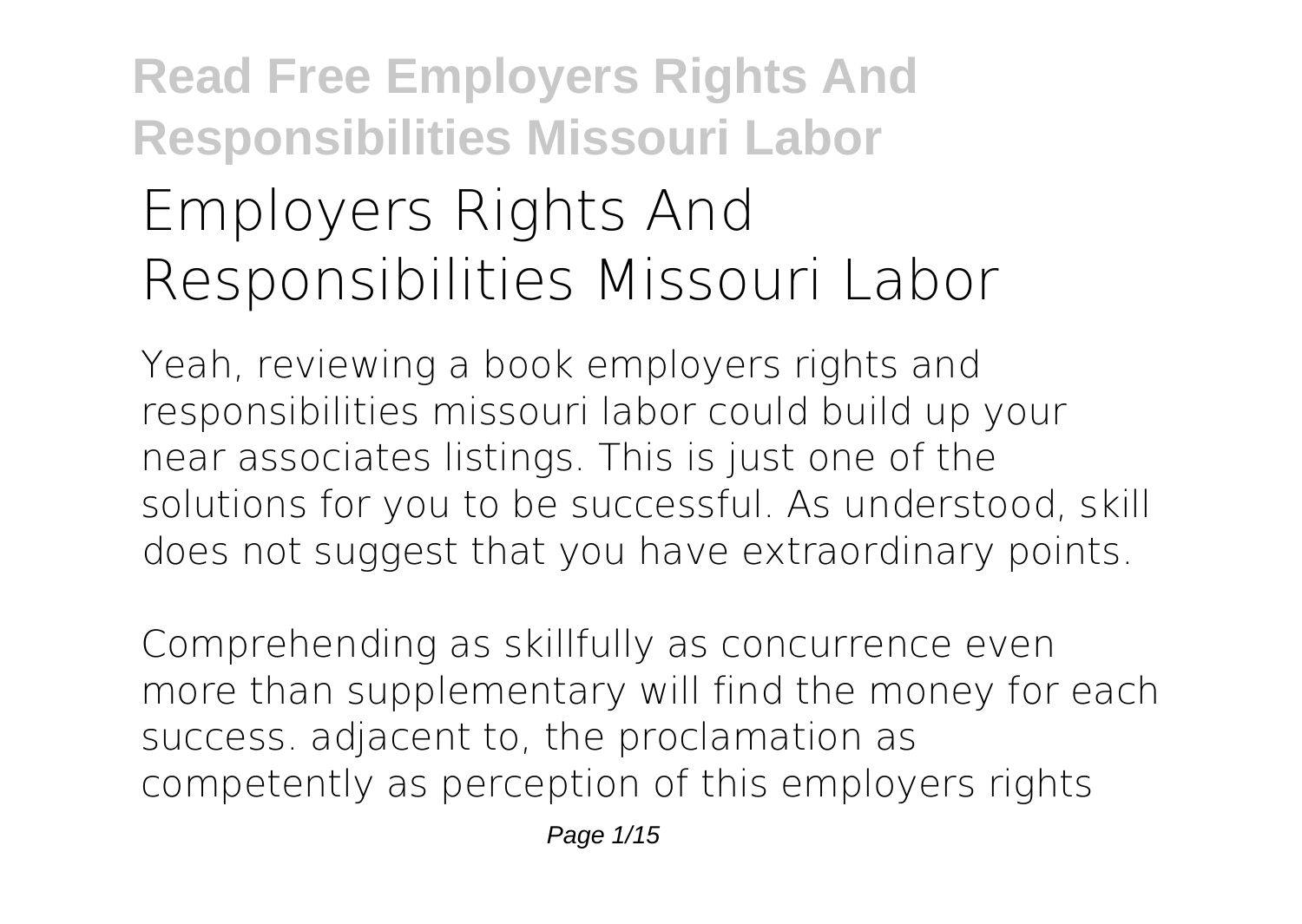# Employers Rights And Responsibilities Missouri Labor

Yeah, reviewing a book employers rights and responsibilities missouri labor could build up your near associates listings. This is just one of the solutions for you to be successful. As understood, skill does not suggest that you have extraordinary points.

Comprehending as skillfully as concurrence even more than supplementary will find the money for each success. adjacent to, the proclamation as competently as perception of this employers rights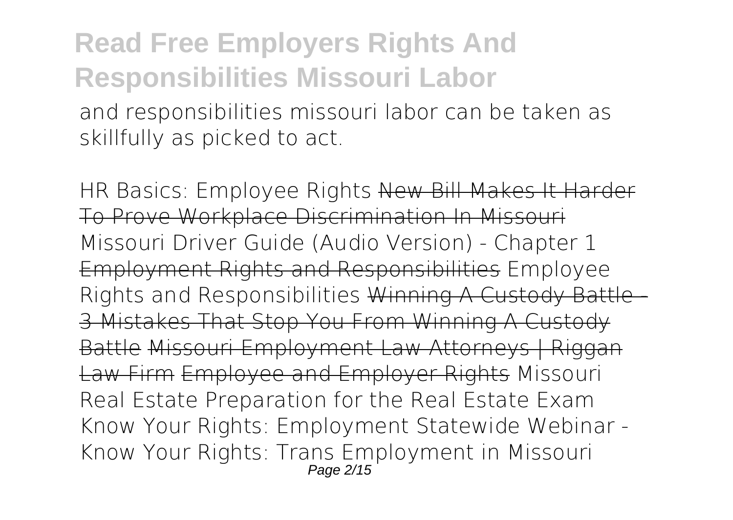and responsibilities missouri labor can be taken as skillfully as picked to act.

HR Basics: Employee Rights ~~New Bill Makes It Harder To Prove Workplace Discrimination In Missouri~~ Missouri Driver Guide (Audio Version) - Chapter 1 ~~Employment Rights and Responsibilities~~ Employee Rights and Responsibilities ~~Winning A Custody Battle - 3 Mistakes That Stop You From Winning A Custody Battle~~ ~~Missouri Employment Law Attorneys | Riggan Law Firm~~ ~~Employee and Employer Rights~~ Missouri Real Estate Preparation for the Real Estate Exam Know Your Rights: Employment Statewide Webinar - Know Your Rights: Trans Employment in Missouri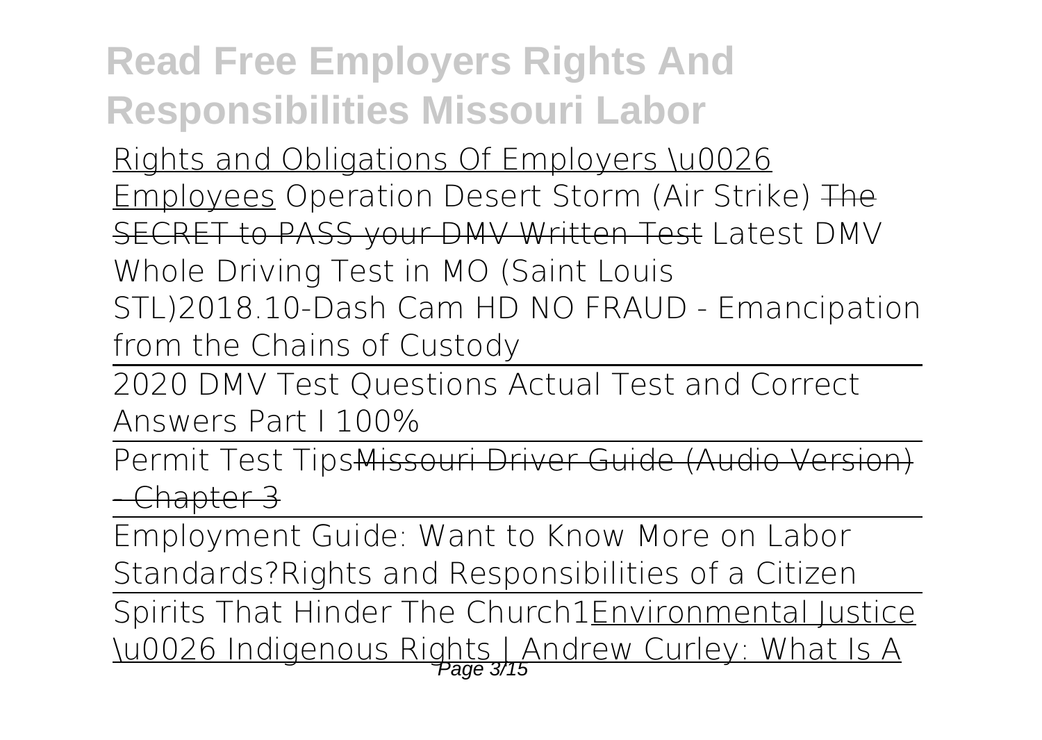Rights and Obligations Of Employers \u0026 Employees Operation Desert Storm (Air Strike) ~~The SECRET to PASS your DMV Written Test~~ Latest DMV Whole Driving Test in MO (Saint Louis STL)2018.10-Dash Cam HD NO FRAUD - Emancipation from the Chains of Custody

2020 DMV Test Questions Actual Test and Correct Answers Part I 100%

Permit Test Tips~~Missouri Driver Guide (Audio Version) - Chapter 3~~

Employment Guide: Want to Know More on Labor Standards?Rights and Responsibilities of a Citizen

Spirits That Hinder The Church1Environmental Justice \u0026 Indigenous Rights | Andrew Curley: What Is A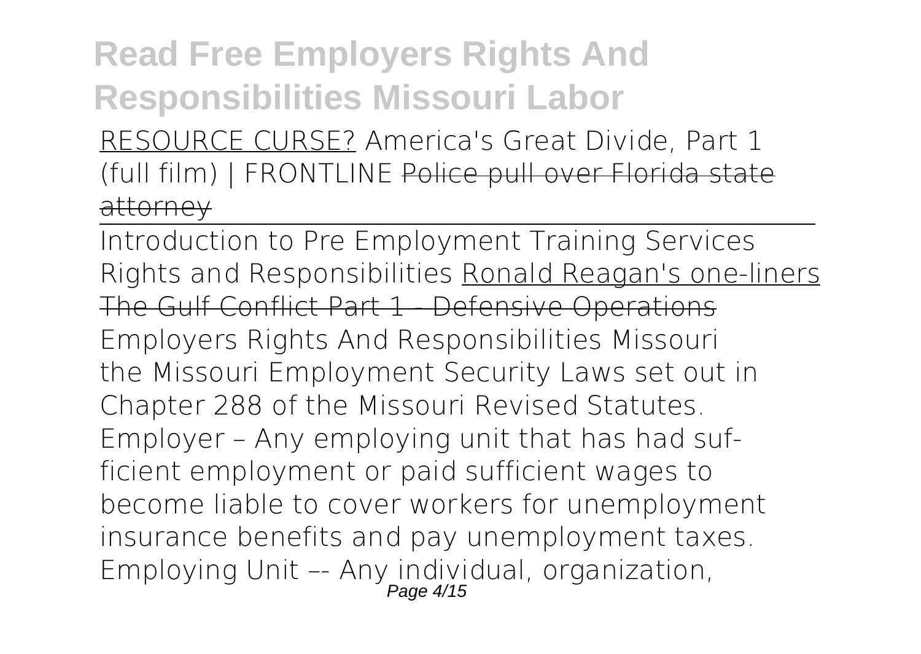RESOURCE CURSE? America's Great Divide, Part 1 (full film) | FRONTLINE ~~Police pull over Florida state attorney~~

Introduction to Pre Employment Training Services Rights and Responsibilities Ronald Reagan's one-liners ~~The Gulf Conflict Part 1 - Defensive Operations~~

Employers Rights And Responsibilities Missouri the Missouri Employment Security Laws set out in Chapter 288 of the Missouri Revised Statutes. Employer – Any employing unit that has had sufficient employment or paid sufficient wages to become liable to cover workers for unemployment insurance benefits and pay unemployment taxes. Employing Unit –- Any individual, organization,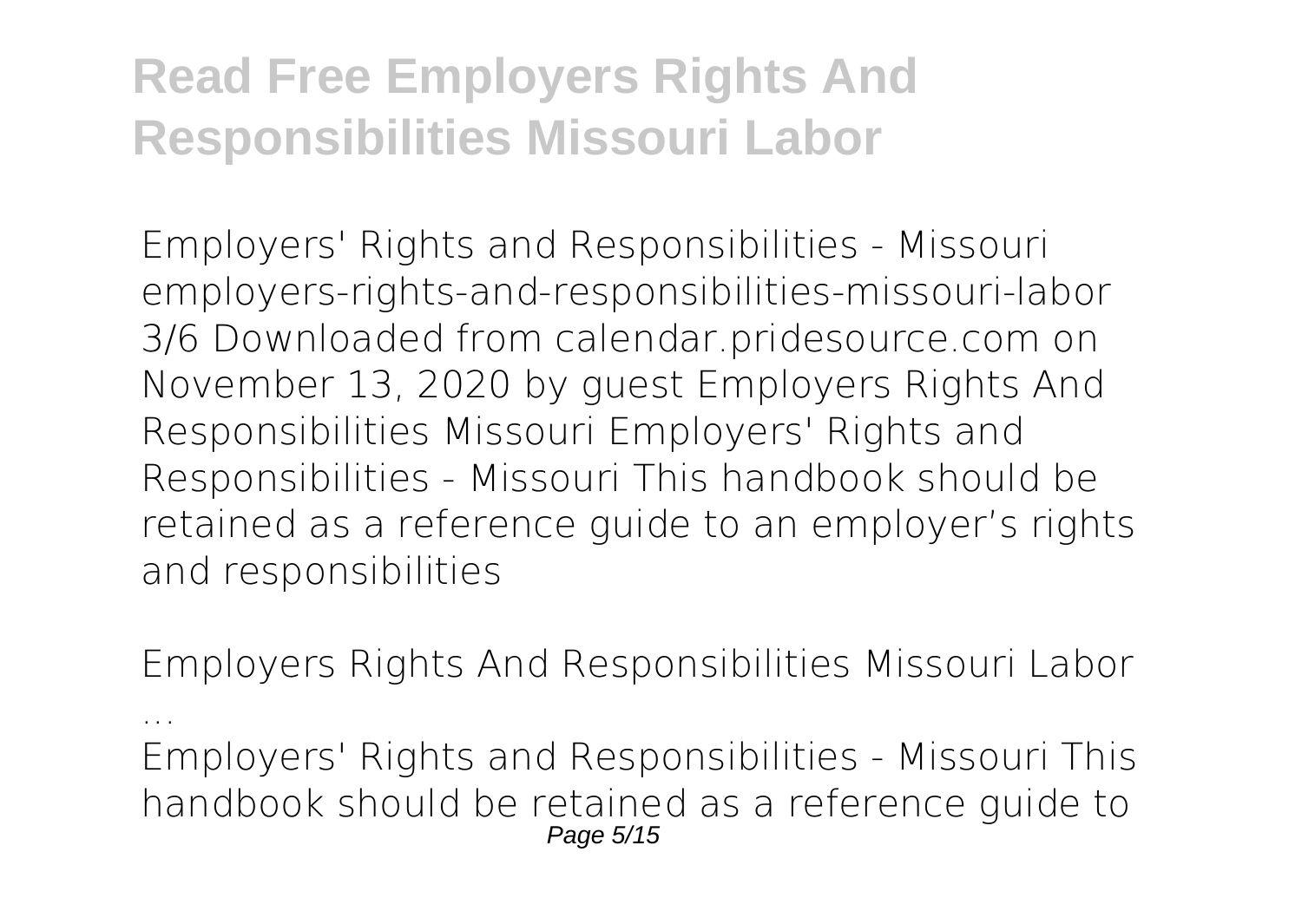**Employers' Rights and Responsibilities - Missouri**
employers-rights-and-responsibilities-missouri-labor 3/6 Downloaded from calendar.pridesource.com on November 13, 2020 by guest Employers Rights And Responsibilities Missouri Employers' Rights and Responsibilities - Missouri This handbook should be retained as a reference guide to an employer's rights and responsibilities

**Employers Rights And Responsibilities Missouri Labor ...**
Employers' Rights and Responsibilities - Missouri This handbook should be retained as a reference guide to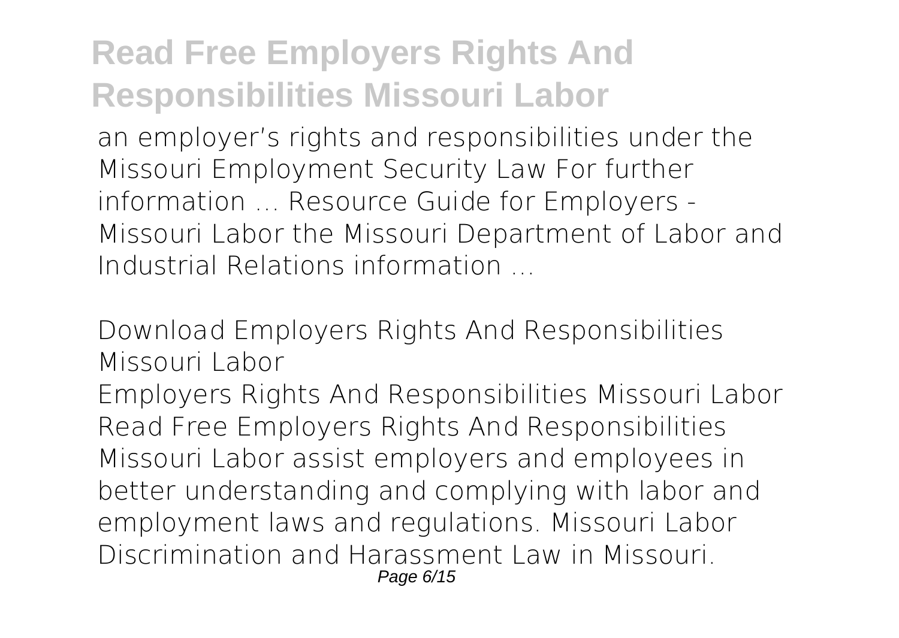an employer's rights and responsibilities under the Missouri Employment Security Law For further information ... Resource Guide for Employers - Missouri Labor the Missouri Department of Labor and Industrial Relations information ...

## Download Employers Rights And Responsibilities Missouri Labor

Employers Rights And Responsibilities Missouri Labor Read Free Employers Rights And Responsibilities Missouri Labor assist employers and employees in better understanding and complying with labor and employment laws and regulations. Missouri Labor Discrimination and Harassment Law in Missouri.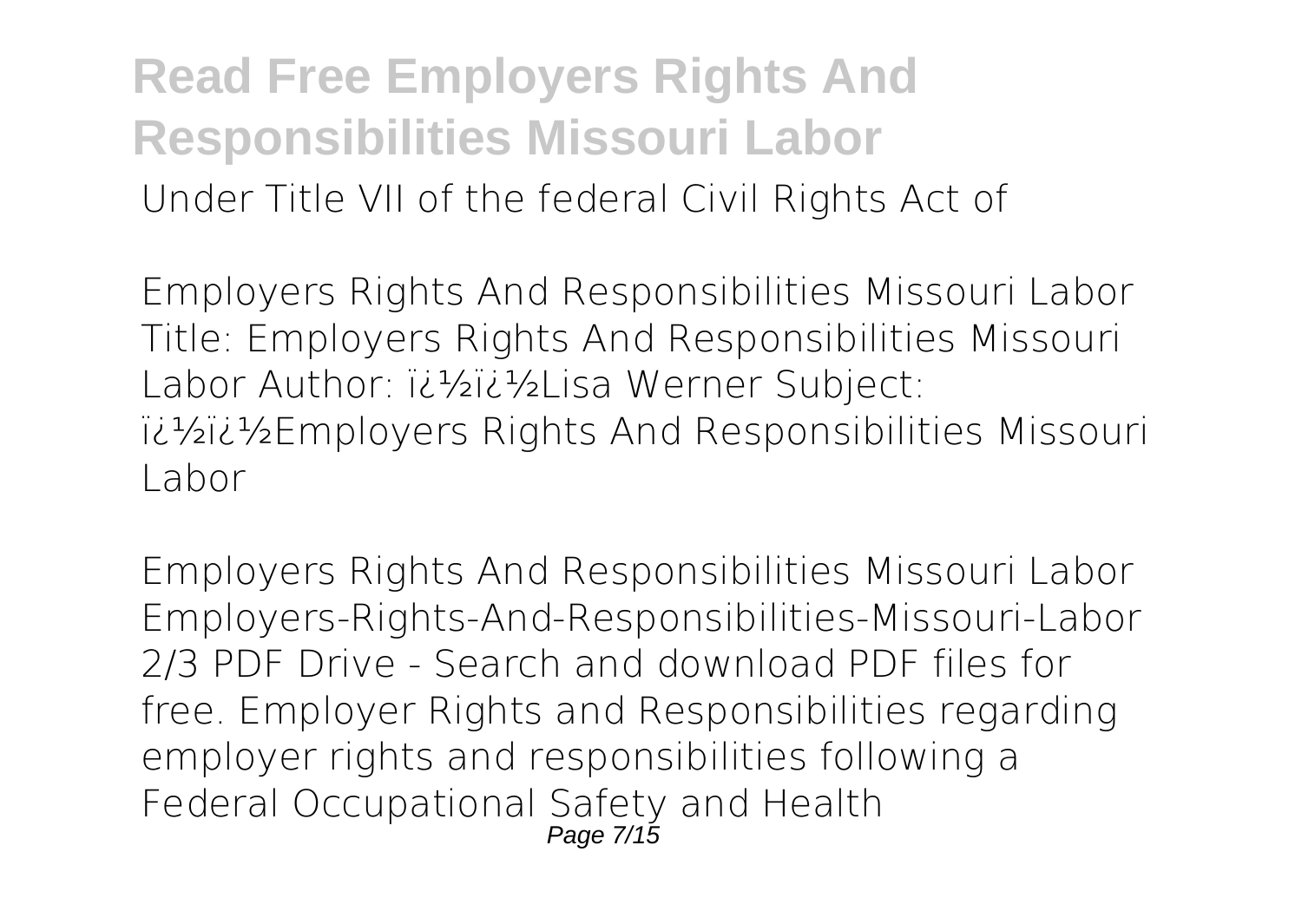Under Title VII of the federal Civil Rights Act of

Employers Rights And Responsibilities Missouri Labor
Title: Employers Rights And Responsibilities Missouri Labor Author: ï¿½ï¿½Lisa Werner Subject: ï¿½ï¿½Employers Rights And Responsibilities Missouri Labor

Employers Rights And Responsibilities Missouri Labor
Employers-Rights-And-Responsibilities-Missouri-Labor 2/3 PDF Drive - Search and download PDF files for free. Employer Rights and Responsibilities regarding employer rights and responsibilities following a Federal Occupational Safety and Health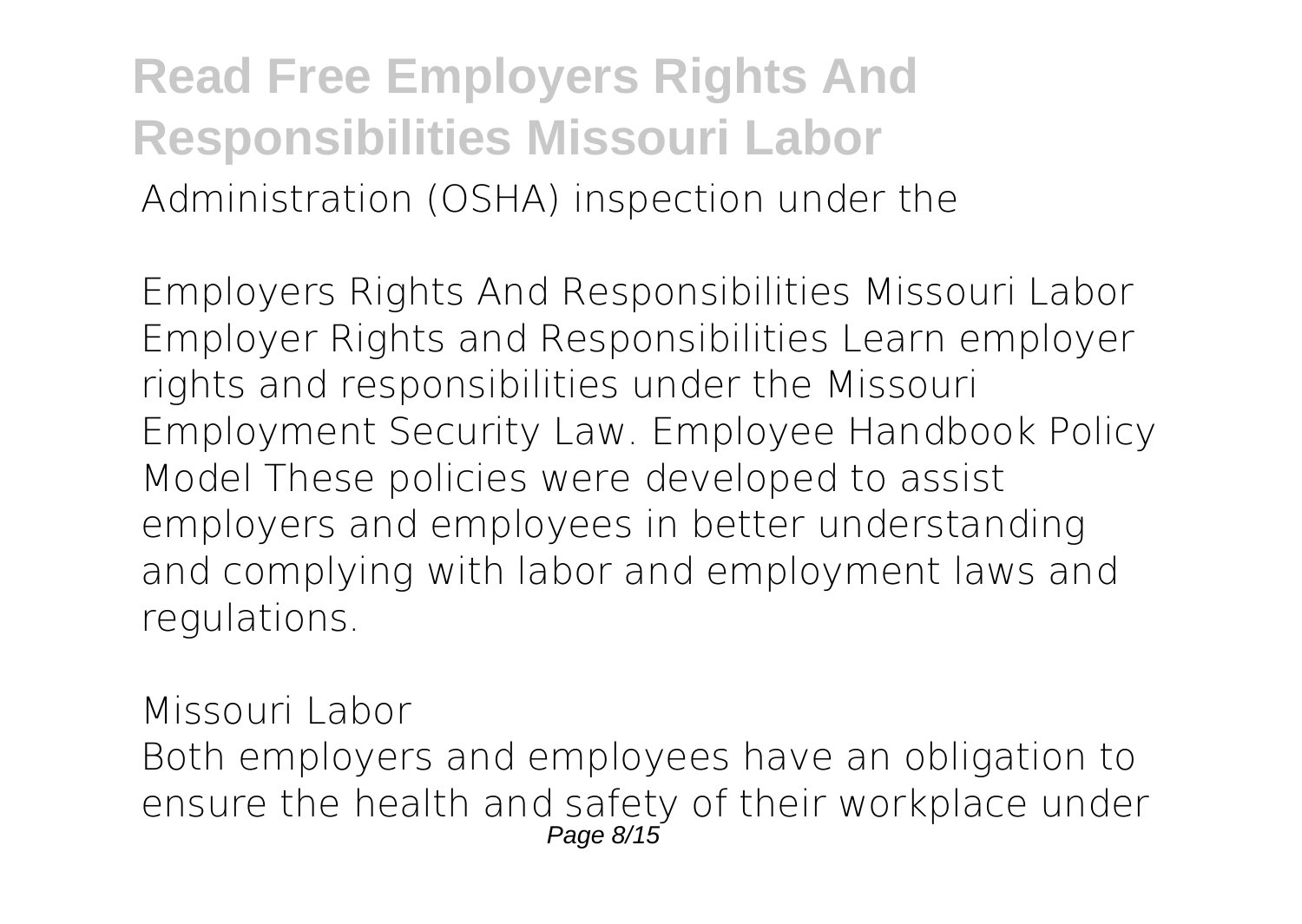Administration (OSHA) inspection under the

*Employers Rights And Responsibilities Missouri Labor*

Employer Rights and Responsibilities Learn employer rights and responsibilities under the Missouri Employment Security Law. Employee Handbook Policy Model These policies were developed to assist employers and employees in better understanding and complying with labor and employment laws and regulations.

*Missouri Labor*

Both employers and employees have an obligation to ensure the health and safety of their workplace under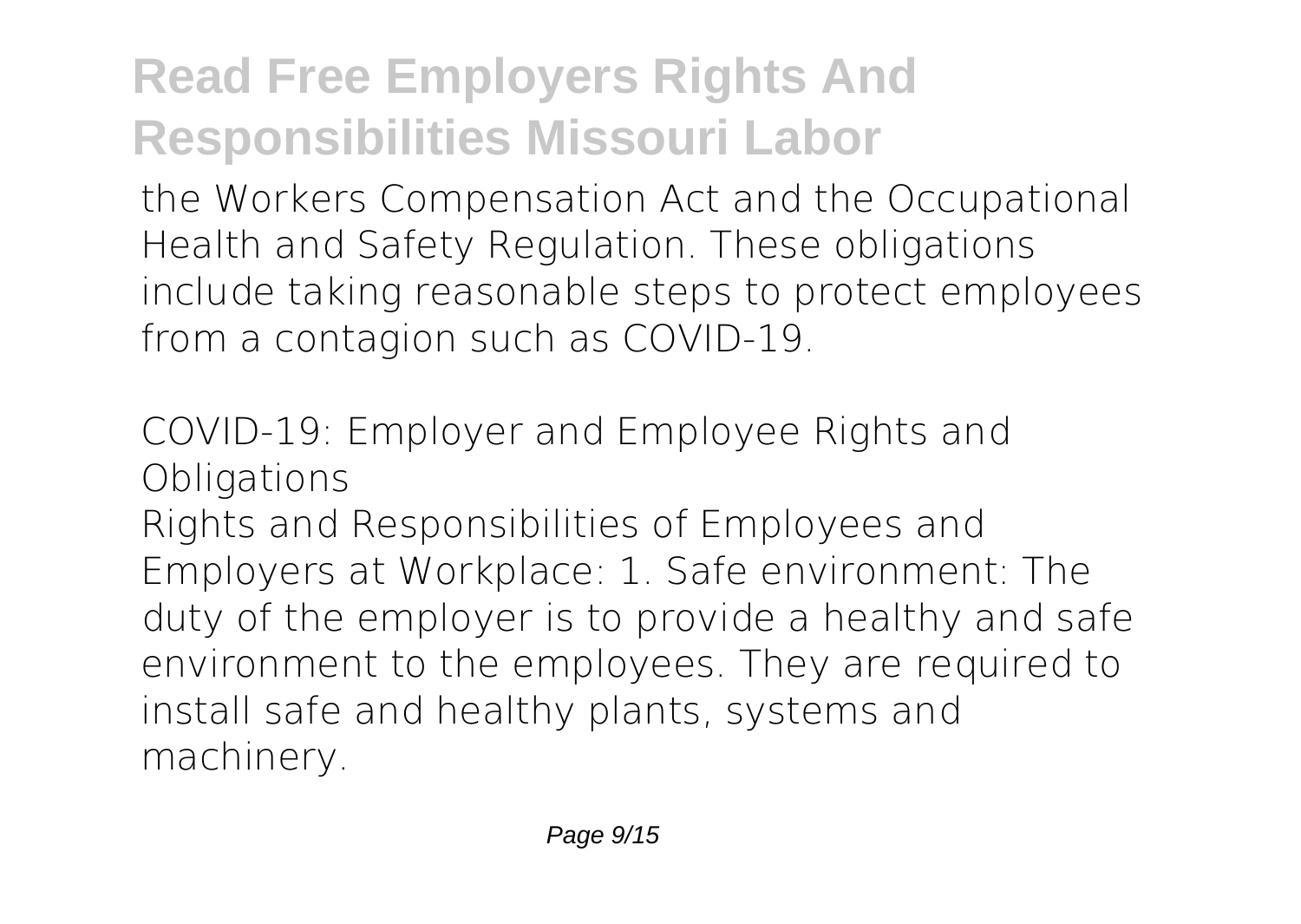the Workers Compensation Act and the Occupational Health and Safety Regulation. These obligations include taking reasonable steps to protect employees from a contagion such as COVID-19.

*COVID-19: Employer and Employee Rights and Obligations*

Rights and Responsibilities of Employees and Employers at Workplace: 1. Safe environment: The duty of the employer is to provide a healthy and safe environment to the employees. They are required to install safe and healthy plants, systems and machinery.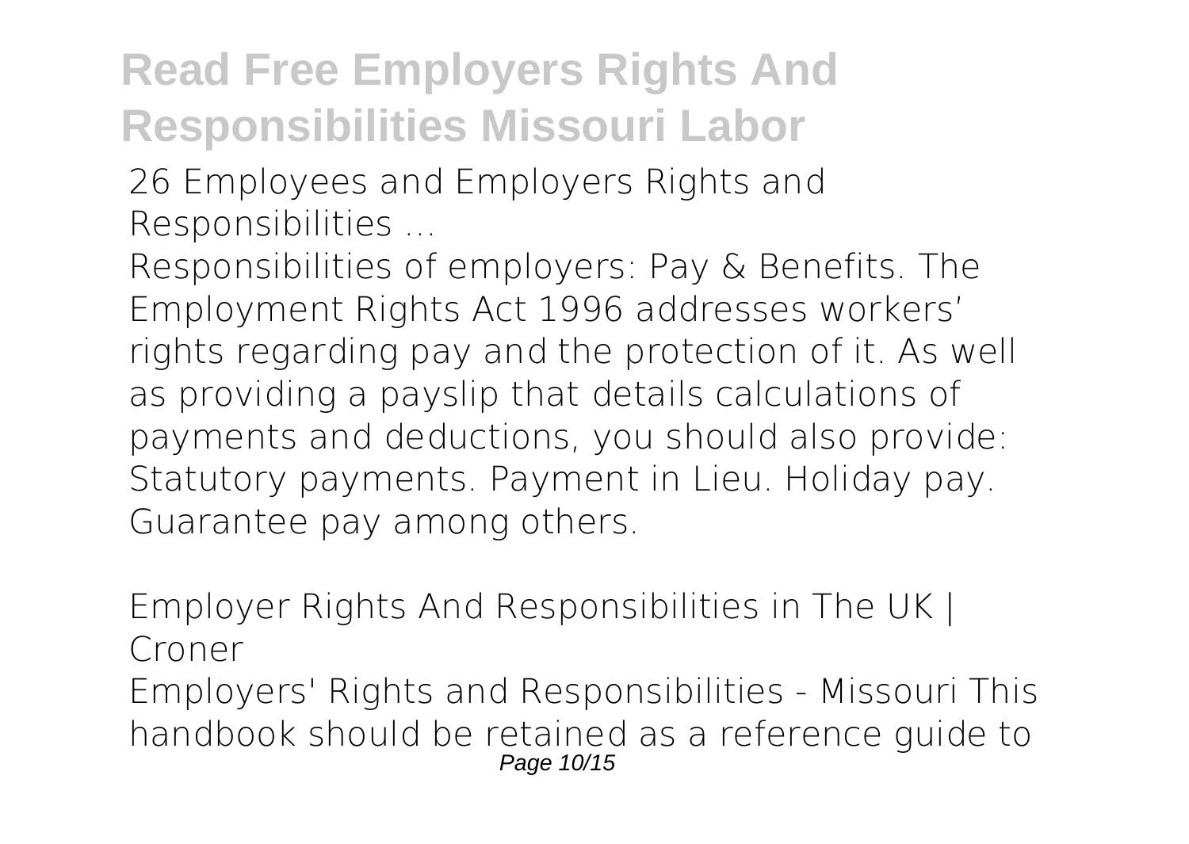**26 Employees and Employers Rights and Responsibilities ...**

Responsibilities of employers: Pay & Benefits. The Employment Rights Act 1996 addresses workers' rights regarding pay and the protection of it. As well as providing a payslip that details calculations of payments and deductions, you should also provide: Statutory payments. Payment in Lieu. Holiday pay. Guarantee pay among others.

**Employer Rights And Responsibilities in The UK | Croner**

Employers' Rights and Responsibilities - Missouri This handbook should be retained as a reference guide to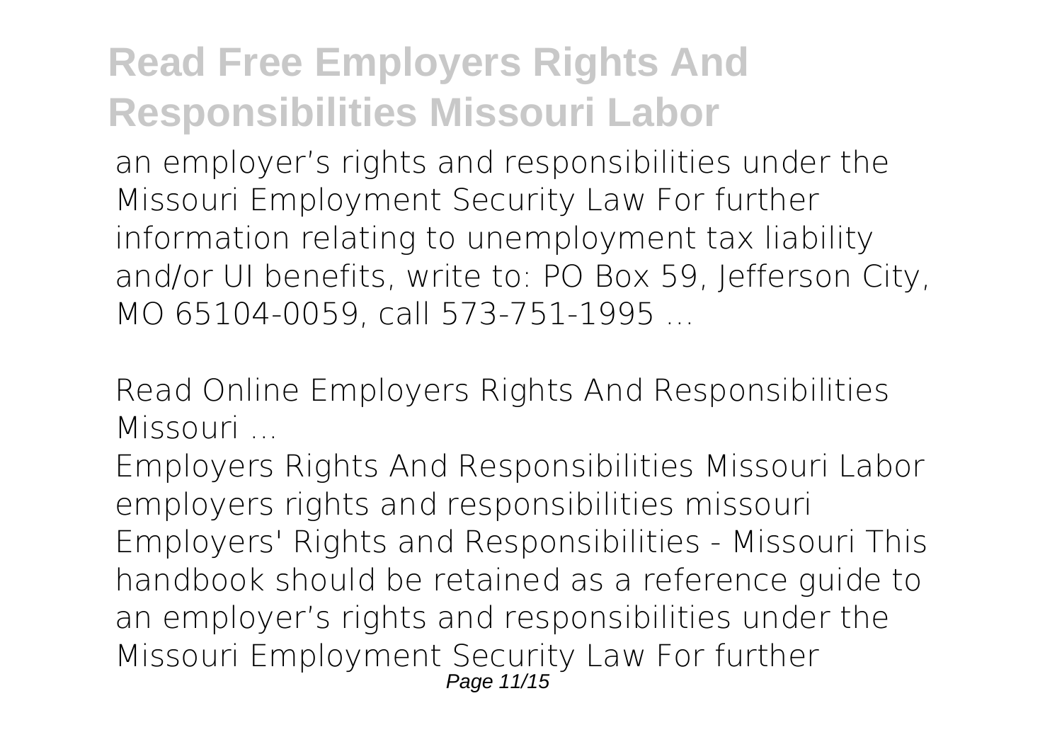an employer's rights and responsibilities under the Missouri Employment Security Law For further information relating to unemployment tax liability and/or UI benefits, write to: PO Box 59, Jefferson City, MO 65104-0059, call 573-751-1995 ...

*Read Online Employers Rights And Responsibilities Missouri ...*

Employers Rights And Responsibilities Missouri Labor employers rights and responsibilities missouri Employers' Rights and Responsibilities - Missouri This handbook should be retained as a reference guide to an employer's rights and responsibilities under the Missouri Employment Security Law For further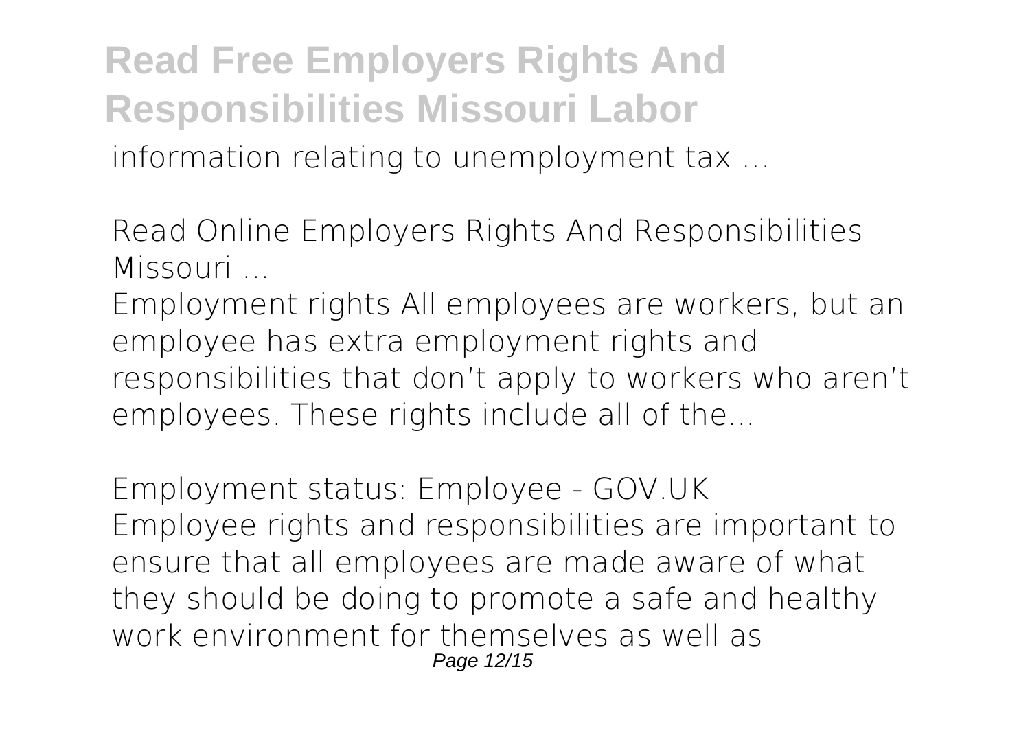information relating to unemployment tax ...

*Read Online Employers Rights And Responsibilities Missouri ...*

Employment rights All employees are workers, but an employee has extra employment rights and responsibilities that don't apply to workers who aren't employees. These rights include all of the...

*Employment status: Employee - GOV.UK*

Employee rights and responsibilities are important to ensure that all employees are made aware of what they should be doing to promote a safe and healthy work environment for themselves as well as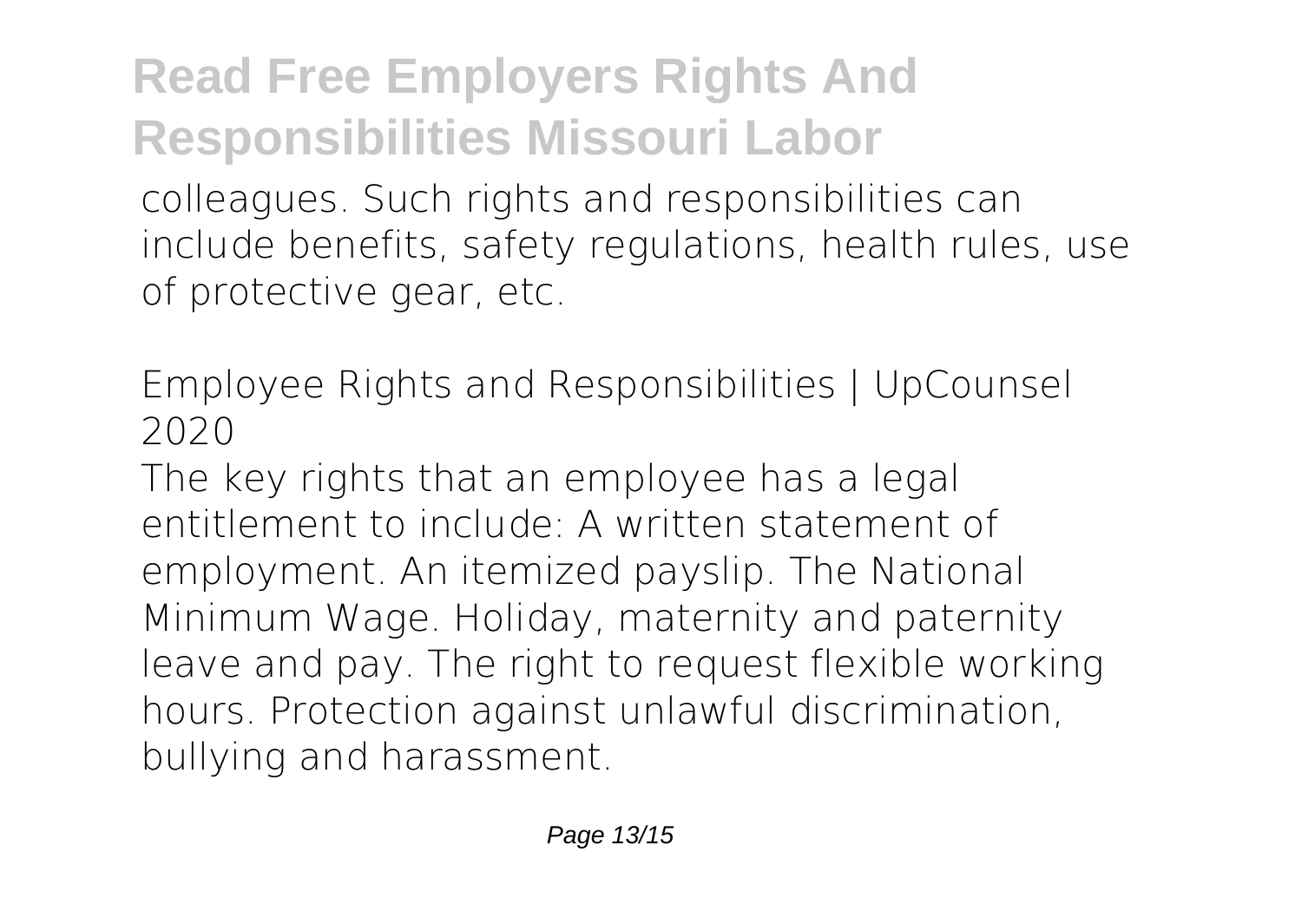colleagues. Such rights and responsibilities can include benefits, safety regulations, health rules, use of protective gear, etc.

*Employee Rights and Responsibilities | UpCounsel 2020*

The key rights that an employee has a legal entitlement to include: A written statement of employment. An itemized payslip. The National Minimum Wage. Holiday, maternity and paternity leave and pay. The right to request flexible working hours. Protection against unlawful discrimination, bullying and harassment.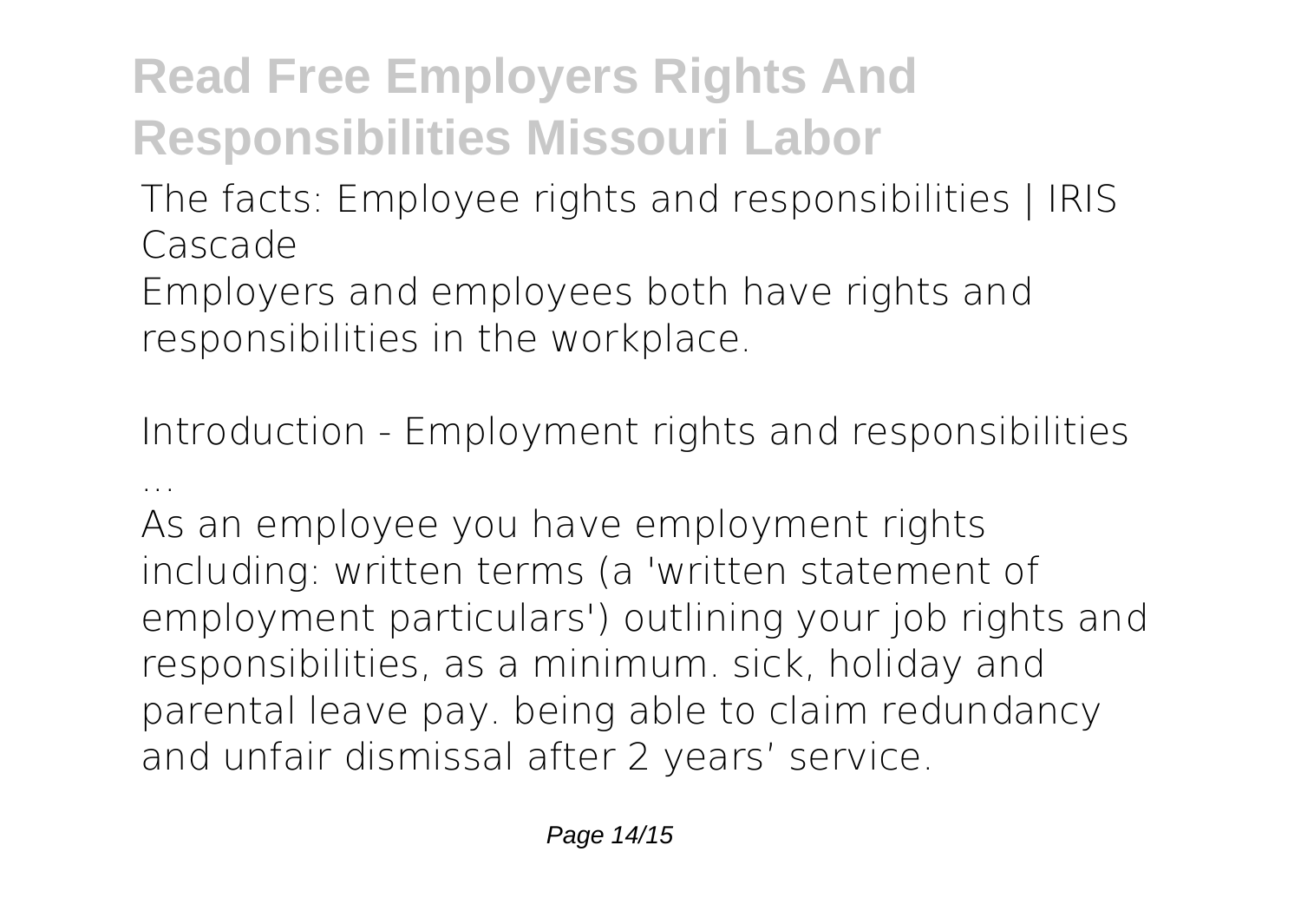**The facts: Employee rights and responsibilities | IRIS Cascade**

Employers and employees both have rights and responsibilities in the workplace.

**Introduction - Employment rights and responsibilities ...**

As an employee you have employment rights including: written terms (a 'written statement of employment particulars') outlining your job rights and responsibilities, as a minimum. sick, holiday and parental leave pay. being able to claim redundancy and unfair dismissal after 2 years' service.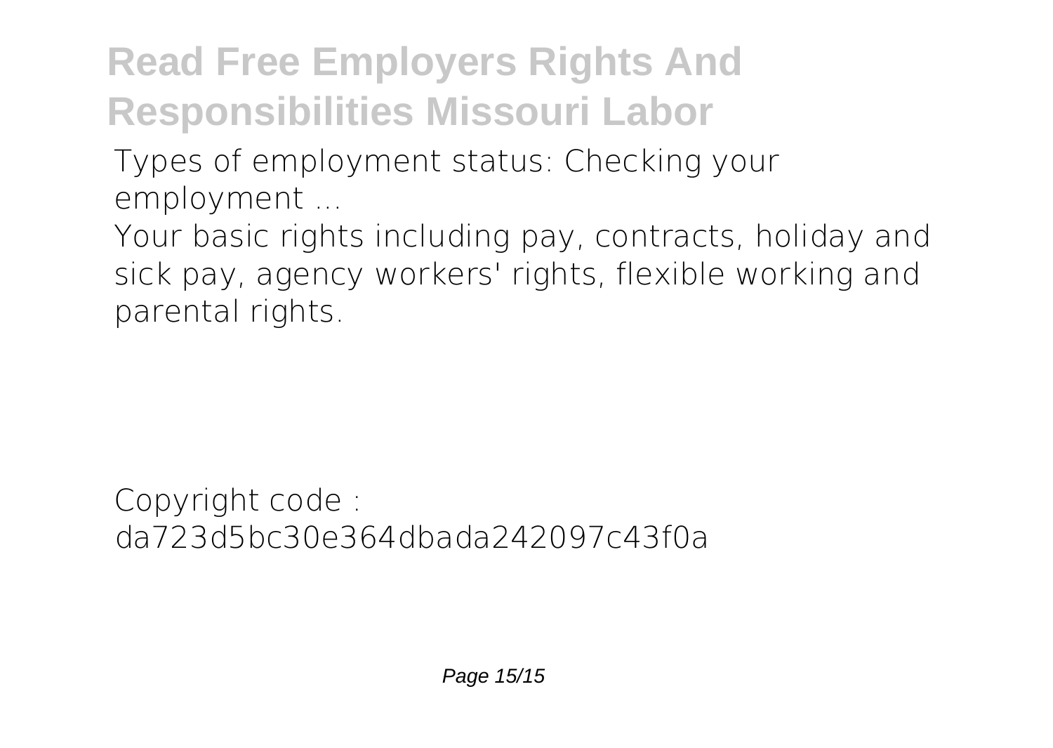Types of employment status: Checking your employment ...

Your basic rights including pay, contracts, holiday and sick pay, agency workers' rights, flexible working and parental rights.

Copyright code : da723d5bc30e364dbada242097c43f0a